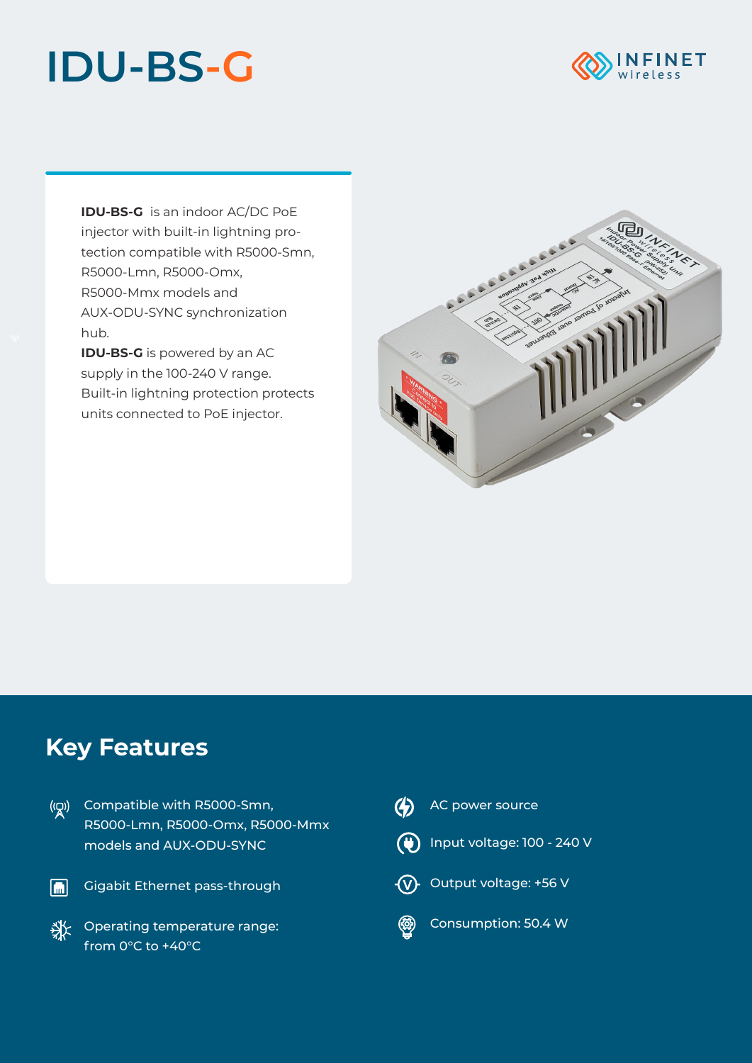# IDU-BS-G

**IDU-BS-G** is an indoor AC/DC PoE injector with built-in lightning protection compatible with R5000-Smn, R5000-Lmn, R5000-Omx, R5000-Mmx models and AUX-ODU-SYNC synchronization hub.

**IDU-BS-G** is powered by an AC supply in the 100-240 V range. Built-in lightning protection protects units connected to PoE injector.

## Key Features

- Compatible with R5000-Smn, R5000-Lmn, R5000-Omx, R5000-Mmx models and AUX-ODU-SYNC
- Gigabit Ethernet pass-through
- Operating temperature range: from 0°C to +40°C
- AC power source
- Input voltage: 100 - 240 V
- Output voltage: +56 V
- Consumption: 50.4 W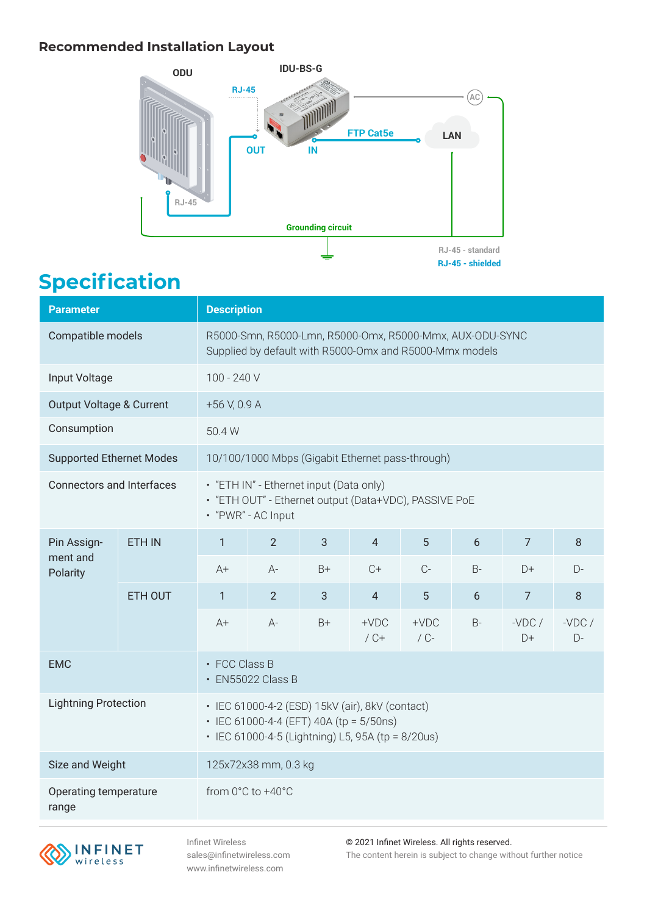## Recommended Installation Layout

ODU

IDU-BS-G

RJ-45

OUT

IN

FTP Cat5e

LAN

AC

RJ-45

Grounding circuit

RJ-45 - standard

RJ-45 - shielded

# Specification

| Parameter | | Description | | | | | | | |
|---|---|---|---|---|---|---|---|---|---|
| Compatible models | | R5000-Smn, R5000-Lmn, R5000-Omx, R5000-Mmx, AUX-ODU-SYNC<br>Supplied by default with R5000-Omx and R5000-Mmx models | | | | | | | |
| Input Voltage | | 100 - 240 V | | | | | | | |
| Output Voltage & Current | | +56 V, 0.9 A | | | | | | | |
| Consumption | | 50.4 W | | | | | | | |
| Supported Ethernet Modes | | 10/100/1000 Mbps (Gigabit Ethernet pass-through) | | | | | | | |
| Connectors and Interfaces | | • "ETH IN" - Ethernet input (Data only)<br>• "ETH OUT" - Ethernet output (Data+VDC), PASSIVE PoE<br>• "PWR" - AC Input | | | | | | | |
| Pin Assignment and Polarity | ETH IN | 1 | 2 | 3 | 4 | 5 | 6 | 7 | 8 |
| | | A+ | A- | B+ | C+ | C- | B- | D+ | D- |
| | ETH OUT | 1 | 2 | 3 | 4 | 5 | 6 | 7 | 8 |
| | | A+ | A- | B+ | +VDC / C+ | +VDC / C- | B- | -VDC / D+ | -VDC / D- |
| EMC | | • FCC Class B<br>• EN55022 Class B | | | | | | | |
| Lightning Protection | | • IEC 61000-4-2 (ESD) 15kV (air), 8kV (contact)<br>• IEC 61000-4-4 (EFT) 40A (tp = 5/50ns)<br>• IEC 61000-4-5 (Lightning) L5, 95A (tp = 8/20us) | | | | | | | |
| Size and Weight | | 125x72x38 mm, 0.3 kg | | | | | | | |
| Operating temperature range | | from 0°C to +40°C | | | | | | | |

INFINET wireless

Infinet Wireless
sales@infinetwireless.com
www.infinetwireless.com

© 2021 Infinet Wireless. All rights reserved.
The content herein is subject to change without further notice